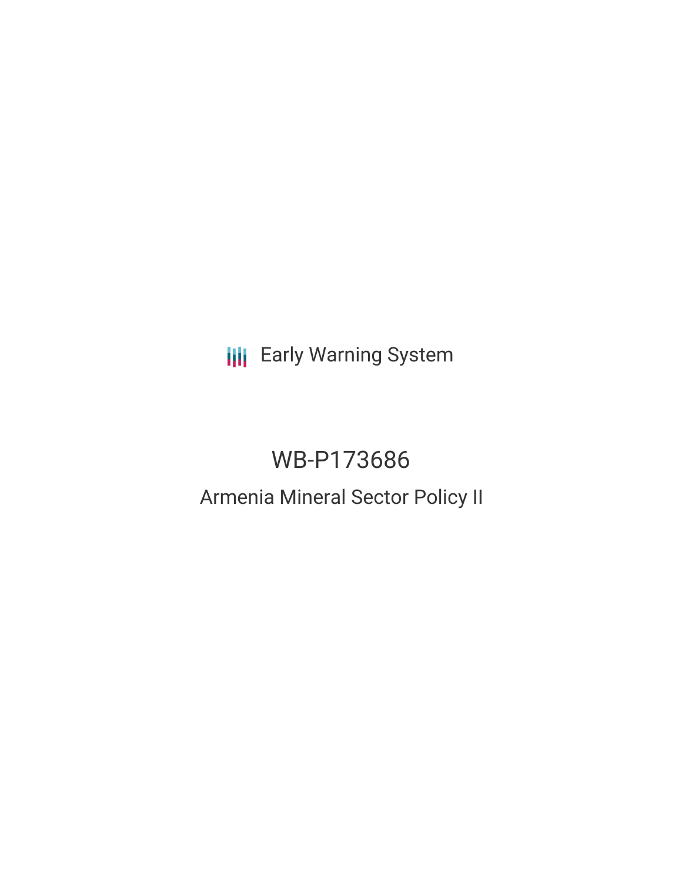Early Warning System

# WB-P173686

## Armenia Mineral Sector Policy II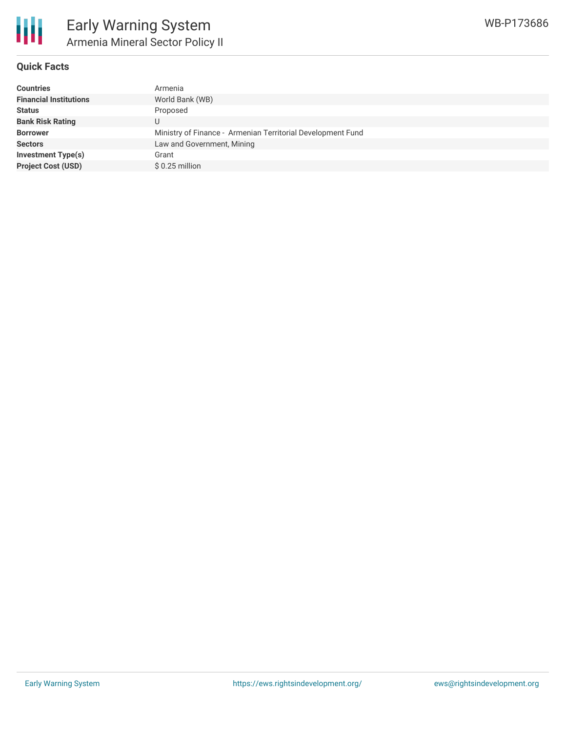## Quick Facts

| | |
|---|---|
| **Countries** | Armenia |
| **Financial Institutions** | World Bank (WB) |
| **Status** | Proposed |
| **Bank Risk Rating** | U |
| **Borrower** | Ministry of Finance - Armenian Territorial Development Fund |
| **Sectors** | Law and Government, Mining |
| **Investment Type(s)** | Grant |
| **Project Cost (USD)** | $ 0.25 million |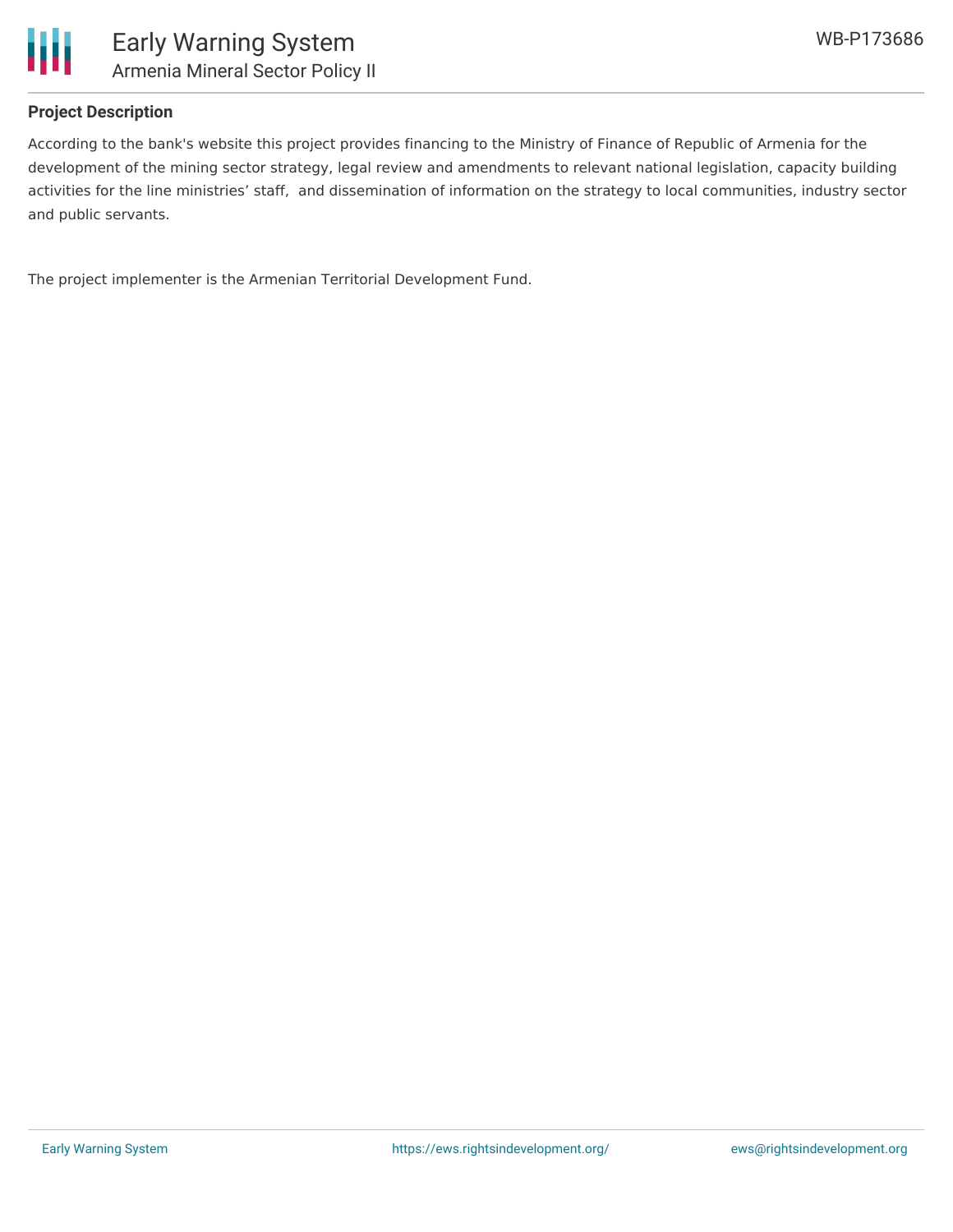## Project Description

According to the bank's website this project provides financing to the Ministry of Finance of Republic of Armenia for the development of the mining sector strategy, legal review and amendments to relevant national legislation, capacity building activities for the line ministries' staff, and dissemination of information on the strategy to local communities, industry sector and public servants.

The project implementer is the Armenian Territorial Development Fund.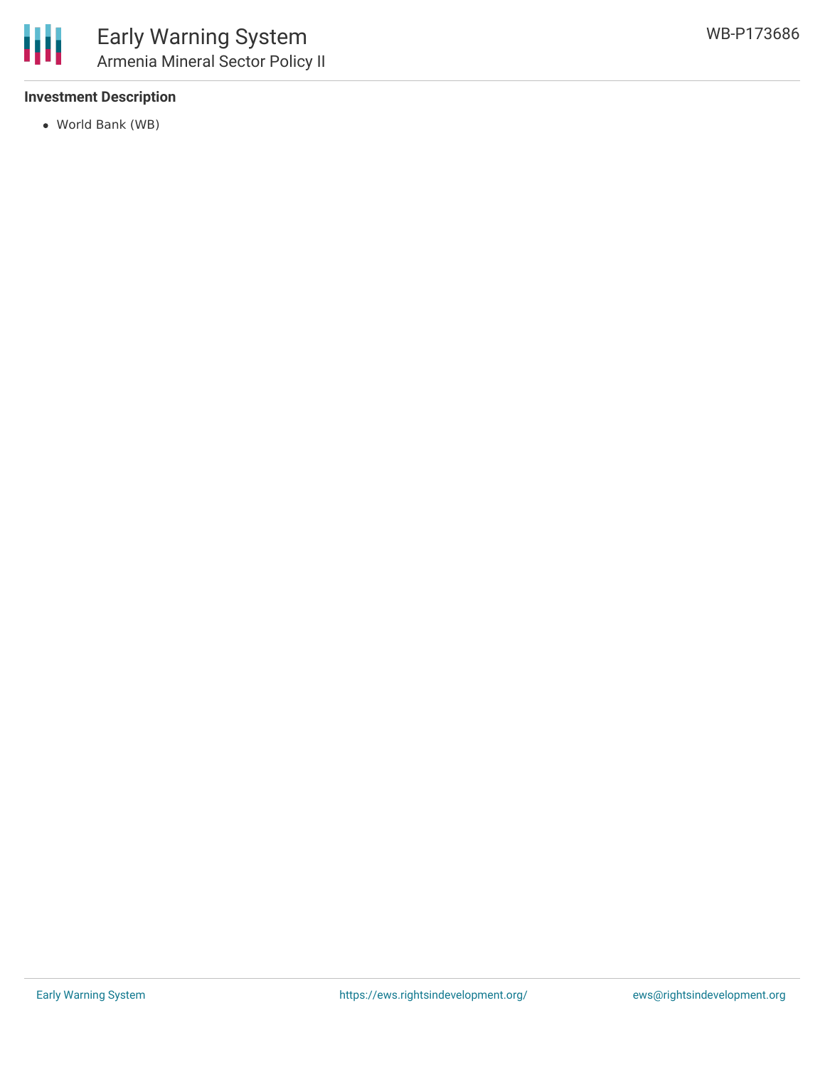### Investment Description

- World Bank (WB)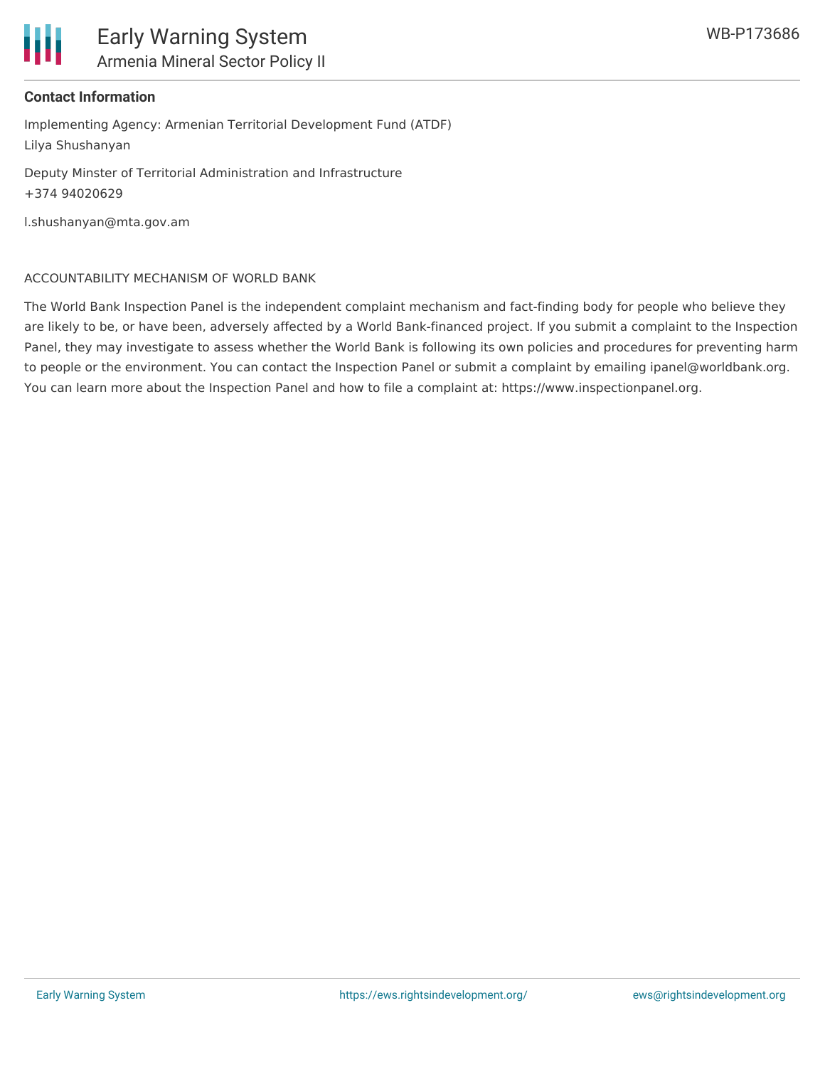### Contact Information

Implementing Agency: Armenian Territorial Development Fund (ATDF)

Lilya Shushanyan

Deputy Minster of Territorial Administration and Infrastructure

+374 94020629

l.shushanyan@mta.gov.am

ACCOUNTABILITY MECHANISM OF WORLD BANK

The World Bank Inspection Panel is the independent complaint mechanism and fact-finding body for people who believe they are likely to be, or have been, adversely affected by a World Bank-financed project. If you submit a complaint to the Inspection Panel, they may investigate to assess whether the World Bank is following its own policies and procedures for preventing harm to people or the environment. You can contact the Inspection Panel or submit a complaint by emailing ipanel@worldbank.org. You can learn more about the Inspection Panel and how to file a complaint at: https://www.inspectionpanel.org.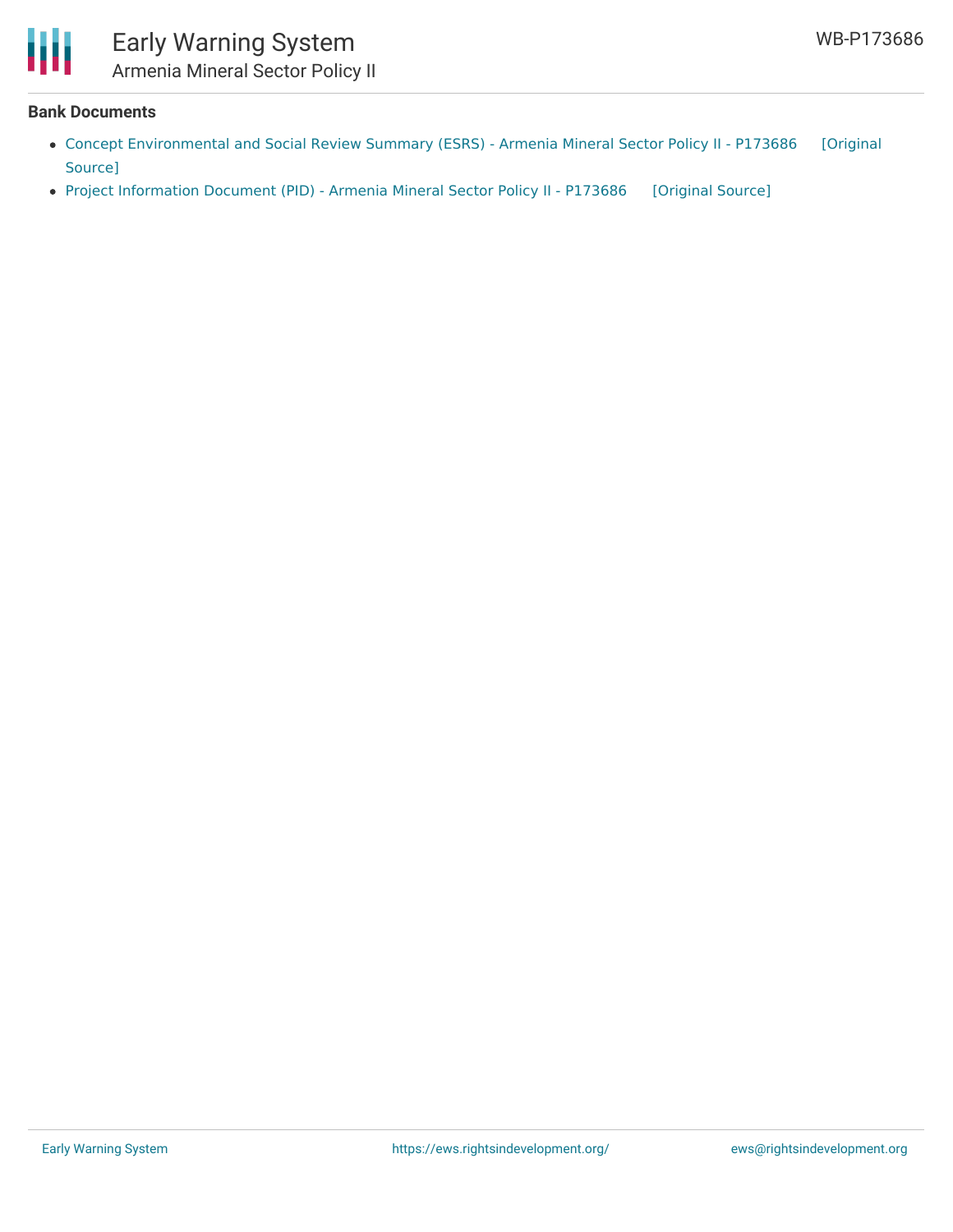**Bank Documents**

- Concept Environmental and Social Review Summary (ESRS) - Armenia Mineral Sector Policy II - P173686 [Original Source]
- Project Information Document (PID) - Armenia Mineral Sector Policy II - P173686 [Original Source]